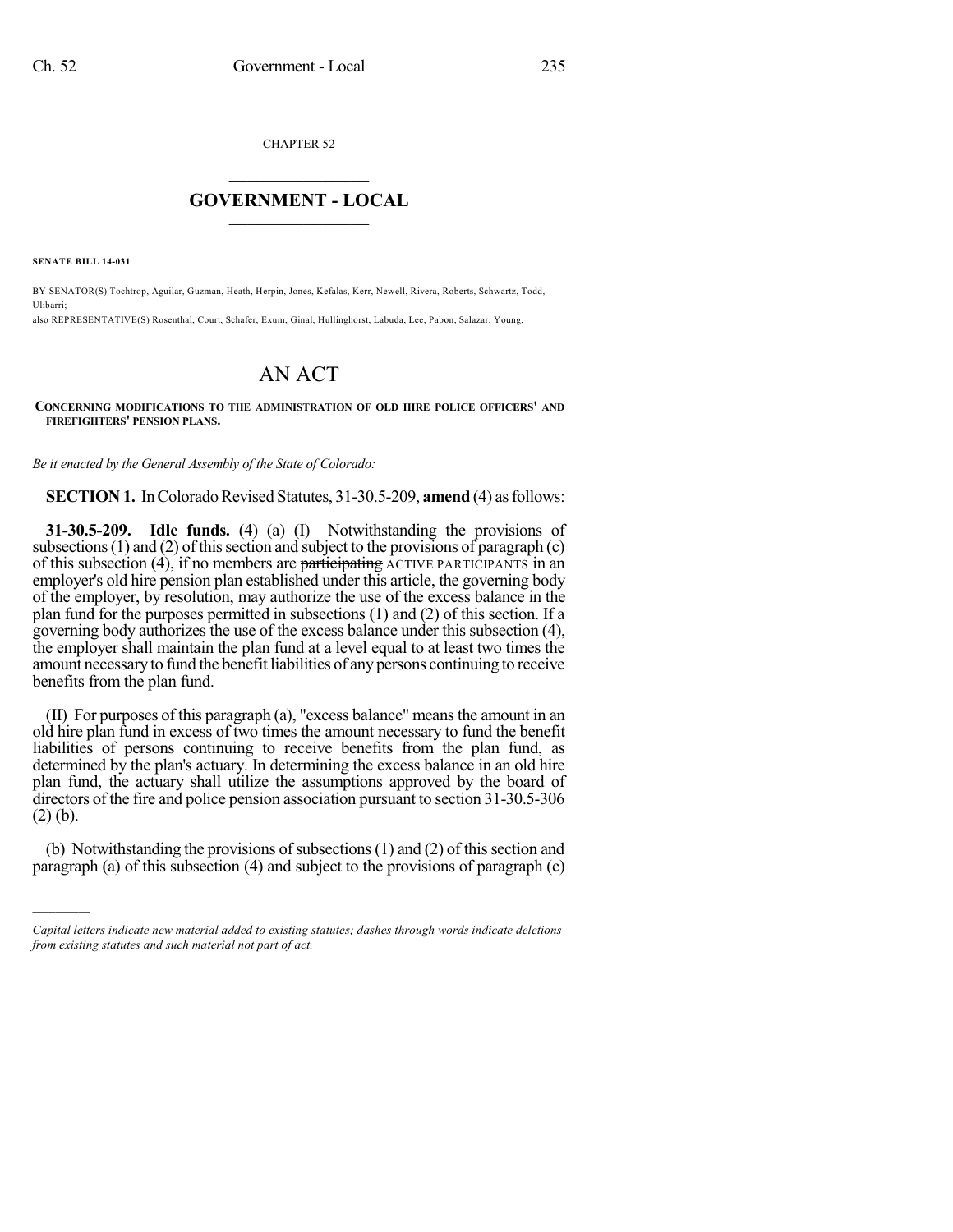CHAPTER 52

# GOVERNMENT - LOCAL

**SENATE BILL 14-031**

BY SENATOR(S) Tochtrop, Aguilar, Guzman, Heath, Herpin, Jones, Kefalas, Kerr, Newell, Rivera, Roberts, Schwartz, Todd, Ulibarri;
also REPRESENTATIVE(S) Rosenthal, Court, Schafer, Exum, Ginal, Hullinghorst, Labuda, Lee, Pabon, Salazar, Young.

# AN ACT

**CONCERNING MODIFICATIONS TO THE ADMINISTRATION OF OLD HIRE POLICE OFFICERS' AND FIREFIGHTERS' PENSION PLANS.**

*Be it enacted by the General Assembly of the State of Colorado:*

**SECTION 1.** In Colorado Revised Statutes, 31-30.5-209, **amend** (4) as follows:

**31-30.5-209. Idle funds.** (4) (a) (I) Notwithstanding the provisions of subsections (1) and (2) of this section and subject to the provisions of paragraph (c) of this subsection (4), if no members are ~~participating~~ ACTIVE PARTICIPANTS in an employer's old hire pension plan established under this article, the governing body of the employer, by resolution, may authorize the use of the excess balance in the plan fund for the purposes permitted in subsections (1) and (2) of this section. If a governing body authorizes the use of the excess balance under this subsection (4), the employer shall maintain the plan fund at a level equal to at least two times the amount necessary to fund the benefit liabilities of any persons continuing to receive benefits from the plan fund.

(II) For purposes of this paragraph (a), "excess balance" means the amount in an old hire plan fund in excess of two times the amount necessary to fund the benefit liabilities of persons continuing to receive benefits from the plan fund, as determined by the plan's actuary. In determining the excess balance in an old hire plan fund, the actuary shall utilize the assumptions approved by the board of directors of the fire and police pension association pursuant to section 31-30.5-306 (2) (b).

(b) Notwithstanding the provisions of subsections (1) and (2) of this section and paragraph (a) of this subsection (4) and subject to the provisions of paragraph (c)

*Capital letters indicate new material added to existing statutes; dashes through words indicate deletions from existing statutes and such material not part of act.*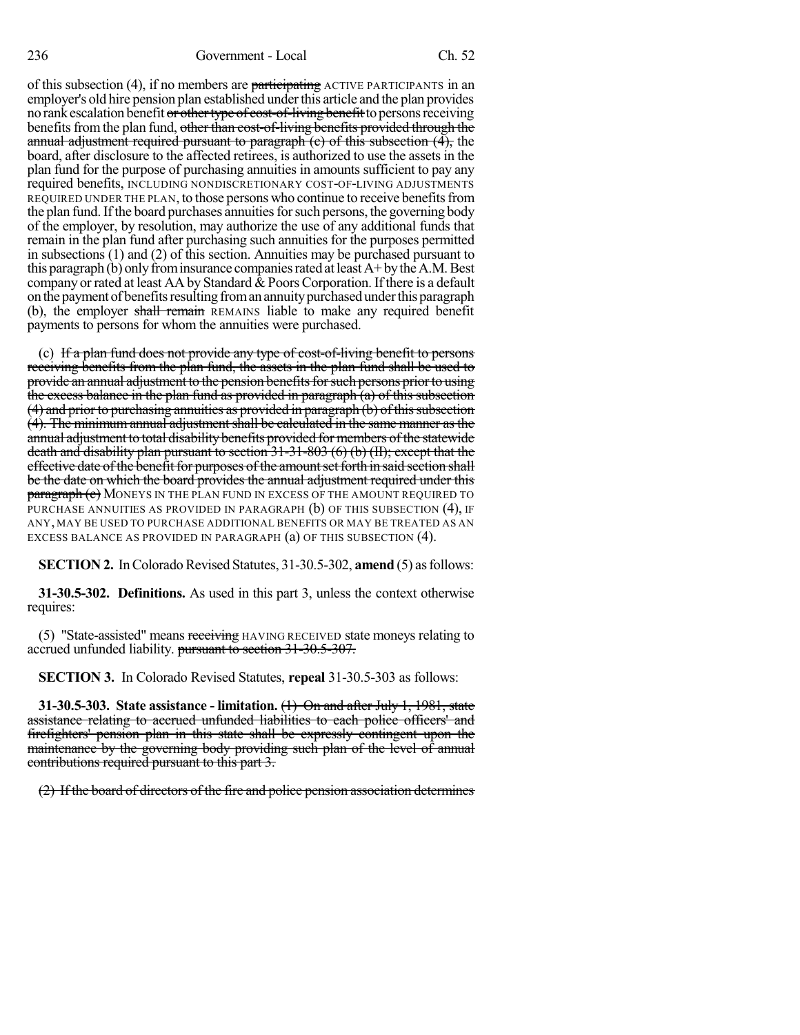of this subsection (4), if no members are ~~participating~~ ACTIVE PARTICIPANTS in an employer's old hire pension plan established under this article and the plan provides no rank escalation benefit ~~or other type of cost-of-living benefit~~ to persons receiving benefits from the plan fund, ~~other than cost-of-living benefits provided through the annual adjustment required pursuant to paragraph (c) of this subsection (4),~~ the board, after disclosure to the affected retirees, is authorized to use the assets in the plan fund for the purpose of purchasing annuities in amounts sufficient to pay any required benefits, INCLUDING NONDISCRETIONARY COST-OF-LIVING ADJUSTMENTS REQUIRED UNDER THE PLAN, to those persons who continue to receive benefits from the plan fund. If the board purchases annuities for such persons, the governing body of the employer, by resolution, may authorize the use of any additional funds that remain in the plan fund after purchasing such annuities for the purposes permitted in subsections (1) and (2) of this section. Annuities may be purchased pursuant to this paragraph (b) only from insurance companies rated at least A+ by the A.M. Best company or rated at least AA by Standard & Poors Corporation. If there is a default on the payment of benefits resulting from an annuity purchased under this paragraph (b), the employer ~~shall remain~~ REMAINS liable to make any required benefit payments to persons for whom the annuities were purchased.

(c) ~~If a plan fund does not provide any type of cost-of-living benefit to persons receiving benefits from the plan fund, the assets in the plan fund shall be used to provide an annual adjustment to the pension benefits for such persons prior to using the excess balance in the plan fund as provided in paragraph (a) of this subsection (4) and prior to purchasing annuities as provided in paragraph (b) of this subsection (4). The minimum annual adjustment shall be calculated in the same manner as the annual adjustment to total disability benefits provided for members of the statewide death and disability plan pursuant to section 31-31-803 (6) (b) (II); except that the effective date of the benefit for purposes of the amount set forth in said section shall be the date on which the board provides the annual adjustment required under this paragraph (c)~~ MONEYS IN THE PLAN FUND IN EXCESS OF THE AMOUNT REQUIRED TO PURCHASE ANNUITIES AS PROVIDED IN PARAGRAPH (b) OF THIS SUBSECTION (4), IF ANY, MAY BE USED TO PURCHASE ADDITIONAL BENEFITS OR MAY BE TREATED AS AN EXCESS BALANCE AS PROVIDED IN PARAGRAPH (a) OF THIS SUBSECTION (4).

**SECTION 2.** In Colorado Revised Statutes, 31-30.5-302, **amend** (5) as follows:

**31-30.5-302. Definitions.** As used in this part 3, unless the context otherwise requires:

(5) "State-assisted" means ~~receiving~~ HAVING RECEIVED state moneys relating to accrued unfunded liability. ~~pursuant to section 31-30.5-307.~~

**SECTION 3.** In Colorado Revised Statutes, **repeal** 31-30.5-303 as follows:

**31-30.5-303. State assistance - limitation.** ~~(1) On and after July 1, 1981, state assistance relating to accrued unfunded liabilities to each police officers' and firefighters' pension plan in this state shall be expressly contingent upon the maintenance by the governing body providing such plan of the level of annual contributions required pursuant to this part 3.~~

~~(2) If the board of directors of the fire and police pension association determines~~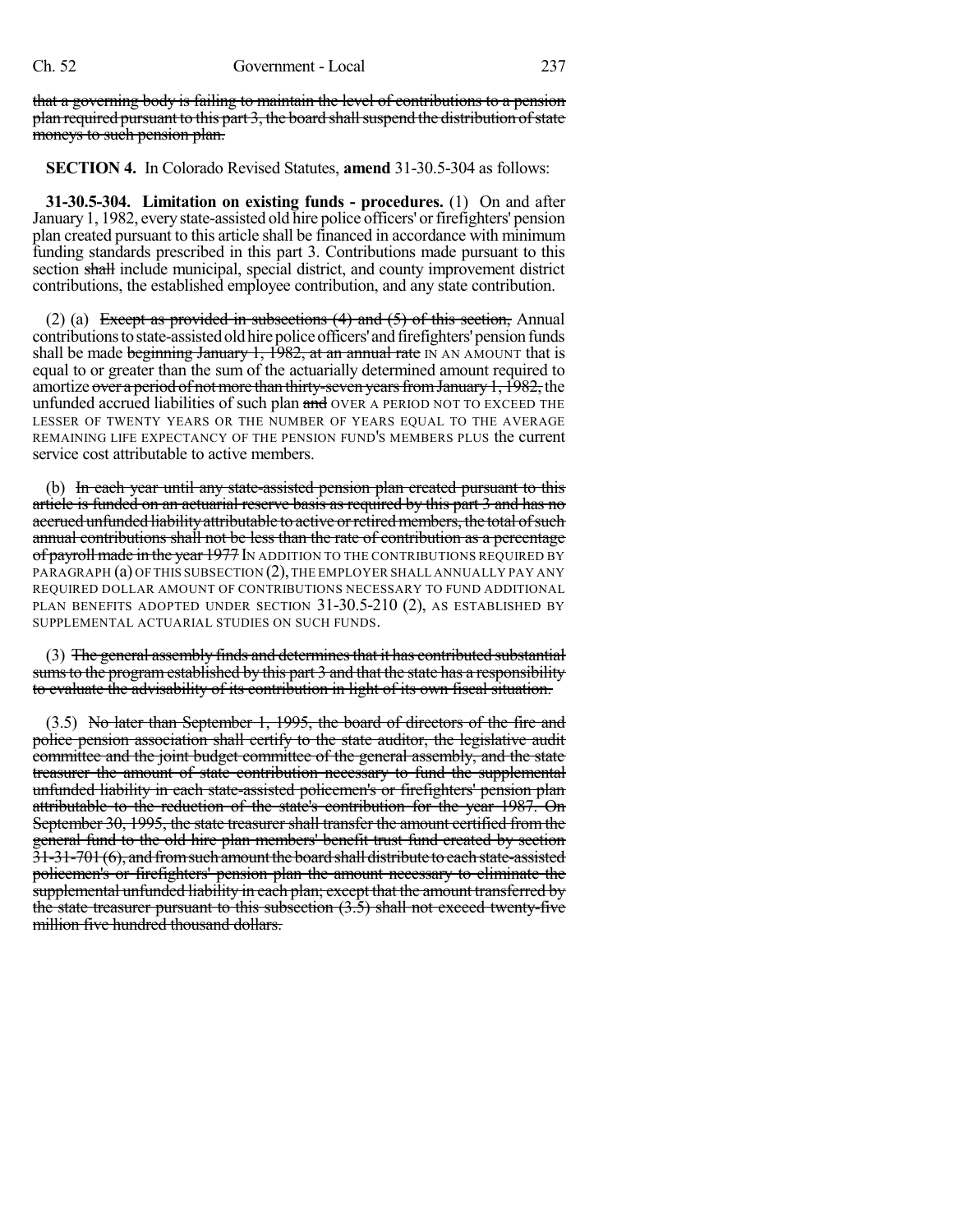~~that a governing body is failing to maintain the level of contributions to a pension plan required pursuant to this part 3, the board shall suspend the distribution of state moneys to such pension plan.~~

**SECTION 4.** In Colorado Revised Statutes, **amend** 31-30.5-304 as follows:

**31-30.5-304. Limitation on existing funds - procedures.** (1) On and after January 1, 1982, every state-assisted old hire police officers' or firefighters' pension plan created pursuant to this article shall be financed in accordance with minimum funding standards prescribed in this part 3. Contributions made pursuant to this section ~~shall~~ include municipal, special district, and county improvement district contributions, the established employee contribution, and any state contribution.

(2) (a) ~~Except as provided in subsections (4) and (5) of this section,~~ Annual contributions to state-assisted old hire police officers' and firefighters' pension funds shall be made ~~beginning January 1, 1982, at an annual rate~~ IN AN AMOUNT that is equal to or greater than the sum of the actuarially determined amount required to amortize ~~over a period of not more than thirty-seven years from January 1, 1982,~~ the unfunded accrued liabilities of such plan ~~and~~ OVER A PERIOD NOT TO EXCEED THE LESSER OF TWENTY YEARS OR THE NUMBER OF YEARS EQUAL TO THE AVERAGE REMAINING LIFE EXPECTANCY OF THE PENSION FUND'S MEMBERS PLUS the current service cost attributable to active members.

(b) ~~In each year until any state-assisted pension plan created pursuant to this article is funded on an actuarial reserve basis as required by this part 3 and has no accrued unfunded liability attributable to active or retired members, the total of such annual contributions shall not be less than the rate of contribution as a percentage of payroll made in the year 1977~~ IN ADDITION TO THE CONTRIBUTIONS REQUIRED BY PARAGRAPH (a) OF THIS SUBSECTION (2), THE EMPLOYER SHALL ANNUALLY PAY ANY REQUIRED DOLLAR AMOUNT OF CONTRIBUTIONS NECESSARY TO FUND ADDITIONAL PLAN BENEFITS ADOPTED UNDER SECTION 31-30.5-210 (2), AS ESTABLISHED BY SUPPLEMENTAL ACTUARIAL STUDIES ON SUCH FUNDS.

(3) ~~The general assembly finds and determines that it has contributed substantial sums to the program established by this part 3 and that the state has a responsibility to evaluate the advisability of its contribution in light of its own fiscal situation.~~

(3.5) ~~No later than September 1, 1995, the board of directors of the fire and police pension association shall certify to the state auditor, the legislative audit committee and the joint budget committee of the general assembly, and the state treasurer the amount of state contribution necessary to fund the supplemental unfunded liability in each state-assisted policemen's or firefighters' pension plan attributable to the reduction of the state's contribution for the year 1987. On September 30, 1995, the state treasurer shall transfer the amount certified from the general fund to the old hire plan members' benefit trust fund created by section 31-31-701 (6), and from such amount the board shall distribute to each state-assisted policemen's or firefighters' pension plan the amount necessary to eliminate the supplemental unfunded liability in each plan; except that the amount transferred by the state treasurer pursuant to this subsection (3.5) shall not exceed twenty-five million five hundred thousand dollars.~~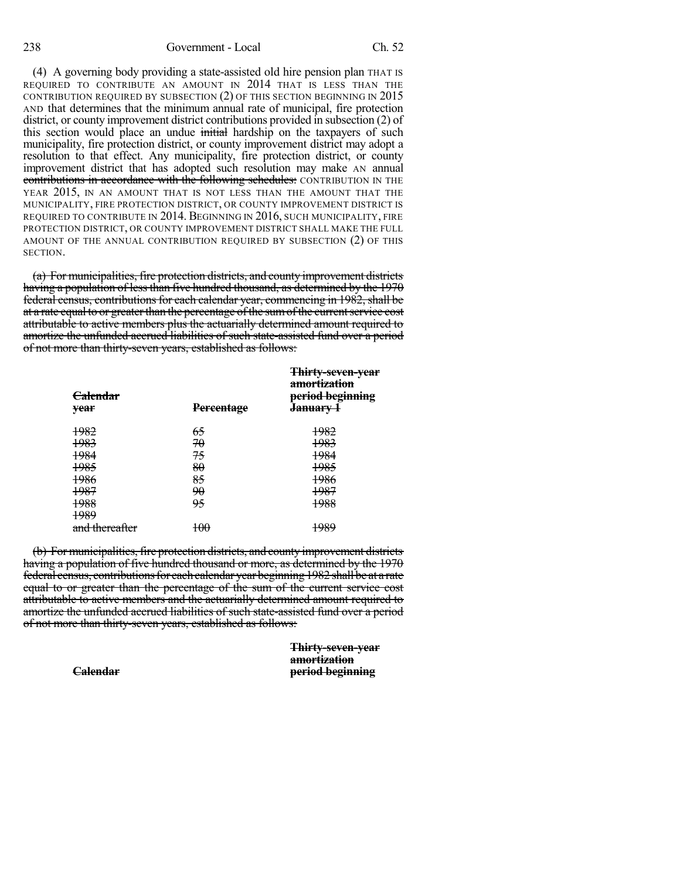(4) A governing body providing a state-assisted old hire pension plan THAT IS REQUIRED TO CONTRIBUTE AN AMOUNT IN 2014 THAT IS LESS THAN THE CONTRIBUTION REQUIRED BY SUBSECTION (2) OF THIS SECTION BEGINNING IN 2015 AND that determines that the minimum annual rate of municipal, fire protection district, or county improvement district contributions provided in subsection (2) of this section would place an undue ~~initial~~ hardship on the taxpayers of such municipality, fire protection district, or county improvement district may adopt a resolution to that effect. Any municipality, fire protection district, or county improvement district that has adopted such resolution may make AN annual ~~contributions in accordance with the following schedules:~~ CONTRIBUTION IN THE YEAR 2015, IN AN AMOUNT THAT IS NOT LESS THAN THE AMOUNT THAT THE MUNICIPALITY, FIRE PROTECTION DISTRICT, OR COUNTY IMPROVEMENT DISTRICT IS REQUIRED TO CONTRIBUTE IN 2014. BEGINNING IN 2016, SUCH MUNICIPALITY, FIRE PROTECTION DISTRICT, OR COUNTY IMPROVEMENT DISTRICT SHALL MAKE THE FULL AMOUNT OF THE ANNUAL CONTRIBUTION REQUIRED BY SUBSECTION (2) OF THIS SECTION.

~~(a) For municipalities, fire protection districts, and county improvement districts having a population of less than five hundred thousand, as determined by the 1970 federal census, contributions for each calendar year, commencing in 1982, shall be at a rate equal to or greater than the percentage of the sum of the current service cost attributable to active members plus the actuarially determined amount required to amortize the unfunded accrued liabilities of such state-assisted fund over a period of not more than thirty-seven years, established as follows:~~

| ~~Calendar year~~ | ~~Percentage~~ | ~~Thirty-seven-year amortization period beginning January 1~~ |
|---|---|---|
| ~~1982~~ | ~~65~~ | ~~1982~~ |
| ~~1983~~ | ~~70~~ | ~~1983~~ |
| ~~1984~~ | ~~75~~ | ~~1984~~ |
| ~~1985~~ | ~~80~~ | ~~1985~~ |
| ~~1986~~ | ~~85~~ | ~~1986~~ |
| ~~1987~~ | ~~90~~ | ~~1987~~ |
| ~~1988~~ | ~~95~~ | ~~1988~~ |
| ~~1989 and thereafter~~ | ~~100~~ | ~~1989~~ |

~~(b) For municipalities, fire protection districts, and county improvement districts having a population of five hundred thousand or more, as determined by the 1970 federal census, contributions for each calendar year beginning 1982 shall be at a rate equal to or greater than the percentage of the sum of the current service cost attributable to active members and the actuarially determined amount required to amortize the unfunded accrued liabilities of such state-assisted fund over a period of not more than thirty-seven years, established as follows:~~

| ~~Calendar~~ | | ~~Thirty-seven-year amortization period beginning~~ |
|---|---|---|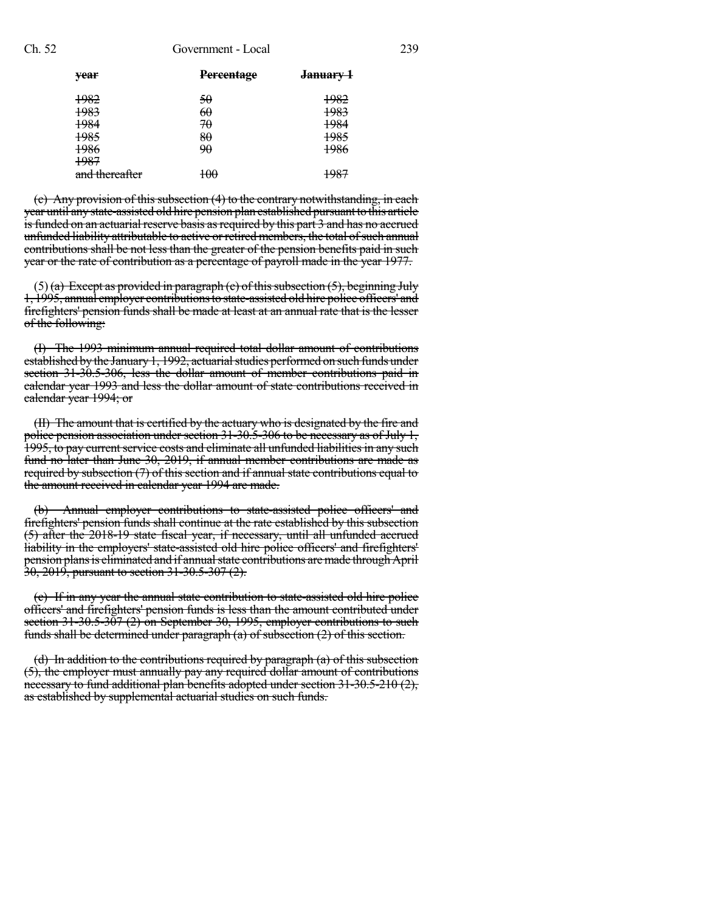| ~~year~~ | ~~Percentage~~ | ~~January 1~~ |
|---|---|---|
| ~~1982~~ | ~~50~~ | ~~1982~~ |
| ~~1983~~ | ~~60~~ | ~~1983~~ |
| ~~1984~~ | ~~70~~ | ~~1984~~ |
| ~~1985~~ | ~~80~~ | ~~1985~~ |
| ~~1986~~ | ~~90~~ | ~~1986~~ |
| ~~1987 and thereafter~~ | ~~100~~ | ~~1987~~ |

~~(c) Any provision of this subsection (4) to the contrary notwithstanding, in each year until any state-assisted old hire pension plan established pursuant to this article is funded on an actuarial reserve basis as required by this part 3 and has no accrued unfunded liability attributable to active or retired members, the total of such annual contributions shall be not less than the greater of the pension benefits paid in such year or the rate of contribution as a percentage of payroll made in the year 1977.~~

(5) ~~(a) Except as provided in paragraph (c) of this subsection (5), beginning July 1, 1995, annual employer contributions to state-assisted old hire police officers' and firefighters' pension funds shall be made at least at an annual rate that is the lesser of the following:~~

~~(I) The 1993 minimum annual required total dollar amount of contributions established by the January 1, 1992, actuarial studies performed on such funds under section 31-30.5-306, less the dollar amount of member contributions paid in calendar year 1993 and less the dollar amount of state contributions received in calendar year 1994; or~~

~~(II) The amount that is certified by the actuary who is designated by the fire and police pension association under section 31-30.5-306 to be necessary as of July 1, 1995, to pay current service costs and eliminate all unfunded liabilities in any such fund no later than June 30, 2019, if annual member contributions are made as required by subsection (7) of this section and if annual state contributions equal to the amount received in calendar year 1994 are made.~~

~~(b) Annual employer contributions to state-assisted police officers' and firefighters' pension funds shall continue at the rate established by this subsection (5) after the 2018-19 state fiscal year, if necessary, until all unfunded accrued liability in the employers' state-assisted old hire police officers' and firefighters' pension plans is eliminated and if annual state contributions are made through April 30, 2019, pursuant to section 31-30.5-307 (2).~~

~~(c) If in any year the annual state contribution to state-assisted old hire police officers' and firefighters' pension funds is less than the amount contributed under section 31-30.5-307 (2) on September 30, 1995, employer contributions to such funds shall be determined under paragraph (a) of subsection (2) of this section.~~

~~(d) In addition to the contributions required by paragraph (a) of this subsection (5), the employer must annually pay any required dollar amount of contributions necessary to fund additional plan benefits adopted under section 31-30.5-210 (2), as established by supplemental actuarial studies on such funds.~~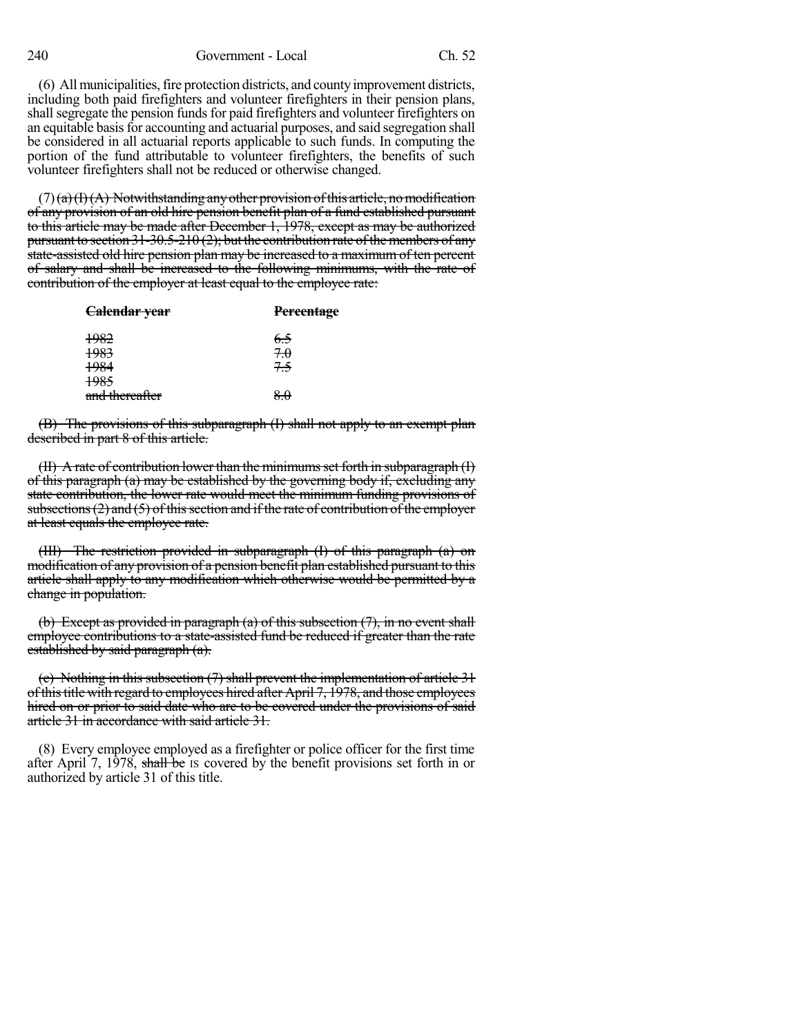(6) All municipalities, fire protection districts, and county improvement districts, including both paid firefighters and volunteer firefighters in their pension plans, shall segregate the pension funds for paid firefighters and volunteer firefighters on an equitable basis for accounting and actuarial purposes, and said segregation shall be considered in all actuarial reports applicable to such funds. In computing the portion of the fund attributable to volunteer firefighters, the benefits of such volunteer firefighters shall not be reduced or otherwise changed.

(7) ~~(a) (I) (A) Notwithstanding any other provision of this article, no modification of any provision of an old hire pension benefit plan of a fund established pursuant to this article may be made after December 1, 1978, except as may be authorized pursuant to section 31-30.5-210 (2); but the contribution rate of the members of any state-assisted old hire pension plan may be increased to a maximum of ten percent of salary and shall be increased to the following minimums, with the rate of contribution of the employer at least equal to the employee rate:~~

| ~~Calendar year~~ | ~~Percentage~~ |
|---|---|
| ~~1982~~ | ~~6.5~~ |
| ~~1983~~ | ~~7.0~~ |
| ~~1984~~ | ~~7.5~~ |
| ~~1985 and thereafter~~ | ~~8.0~~ |

~~(B) The provisions of this subparagraph (I) shall not apply to an exempt plan described in part 8 of this article.~~

~~(II) A rate of contribution lower than the minimums set forth in subparagraph (I) of this paragraph (a) may be established by the governing body if, excluding any state contribution, the lower rate would meet the minimum funding provisions of subsections (2) and (5) of this section and if the rate of contribution of the employer at least equals the employee rate.~~

~~(III) The restriction provided in subparagraph (I) of this paragraph (a) on modification of any provision of a pension benefit plan established pursuant to this article shall apply to any modification which otherwise would be permitted by a change in population.~~

~~(b) Except as provided in paragraph (a) of this subsection (7), in no event shall employee contributions to a state-assisted fund be reduced if greater than the rate established by said paragraph (a).~~

~~(c) Nothing in this subsection (7) shall prevent the implementation of article 31 of this title with regard to employees hired after April 7, 1978, and those employees hired on or prior to said date who are to be covered under the provisions of said article 31 in accordance with said article 31.~~

(8) Every employee employed as a firefighter or police officer for the first time after April 7, 1978, ~~shall be~~ IS covered by the benefit provisions set forth in or authorized by article 31 of this title.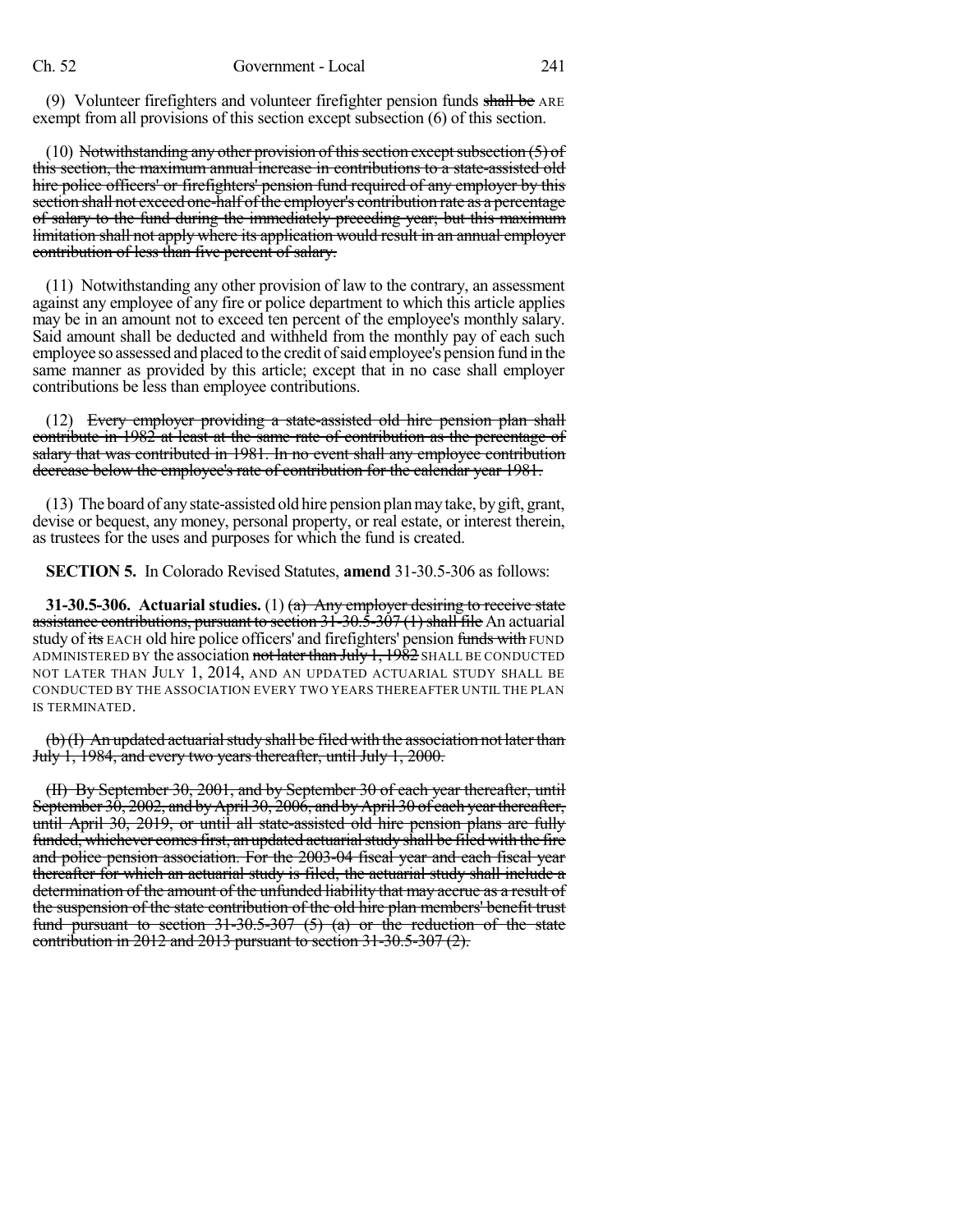(9) Volunteer firefighters and volunteer firefighter pension funds ~~shall be~~ ARE exempt from all provisions of this section except subsection (6) of this section.

(10) ~~Notwithstanding any other provision of this section except subsection (5) of this section, the maximum annual increase in contributions to a state-assisted old hire police officers' or firefighters' pension fund required of any employer by this section shall not exceed one-half of the employer's contribution rate as a percentage of salary to the fund during the immediately preceding year; but this maximum limitation shall not apply where its application would result in an annual employer contribution of less than five percent of salary.~~

(11) Notwithstanding any other provision of law to the contrary, an assessment against any employee of any fire or police department to which this article applies may be in an amount not to exceed ten percent of the employee's monthly salary. Said amount shall be deducted and withheld from the monthly pay of each such employee so assessed and placed to the credit of said employee's pension fund in the same manner as provided by this article; except that in no case shall employer contributions be less than employee contributions.

(12) ~~Every employer providing a state-assisted old hire pension plan shall contribute in 1982 at least at the same rate of contribution as the percentage of salary that was contributed in 1981. In no event shall any employee contribution decrease below the employee's rate of contribution for the calendar year 1981.~~

(13) The board of any state-assisted old hire pension plan may take, by gift, grant, devise or bequest, any money, personal property, or real estate, or interest therein, as trustees for the uses and purposes for which the fund is created.

**SECTION 5.** In Colorado Revised Statutes, **amend** 31-30.5-306 as follows:

**31-30.5-306. Actuarial studies.** (1) ~~(a) Any employer desiring to receive state assistance contributions, pursuant to section 31-30.5-307 (1) shall file~~ An actuarial study of ~~its~~ EACH old hire police officers' and firefighters' pension ~~funds with~~ FUND ADMINISTERED BY the association ~~not later than July 1, 1982~~ SHALL BE CONDUCTED NOT LATER THAN JULY 1, 2014, AND AN UPDATED ACTUARIAL STUDY SHALL BE CONDUCTED BY THE ASSOCIATION EVERY TWO YEARS THEREAFTER UNTIL THE PLAN IS TERMINATED.

~~(b) (I) An updated actuarial study shall be filed with the association not later than July 1, 1984, and every two years thereafter, until July 1, 2000.~~

~~(II) By September 30, 2001, and by September 30 of each year thereafter, until September 30, 2002, and by April 30, 2006, and by April 30 of each year thereafter, until April 30, 2019, or until all state-assisted old hire pension plans are fully funded, whichever comes first, an updated actuarial study shall be filed with the fire and police pension association. For the 2003-04 fiscal year and each fiscal year thereafter for which an actuarial study is filed, the actuarial study shall include a determination of the amount of the unfunded liability that may accrue as a result of the suspension of the state contribution of the old hire plan members' benefit trust fund pursuant to section 31-30.5-307 (5) (a) or the reduction of the state contribution in 2012 and 2013 pursuant to section 31-30.5-307 (2).~~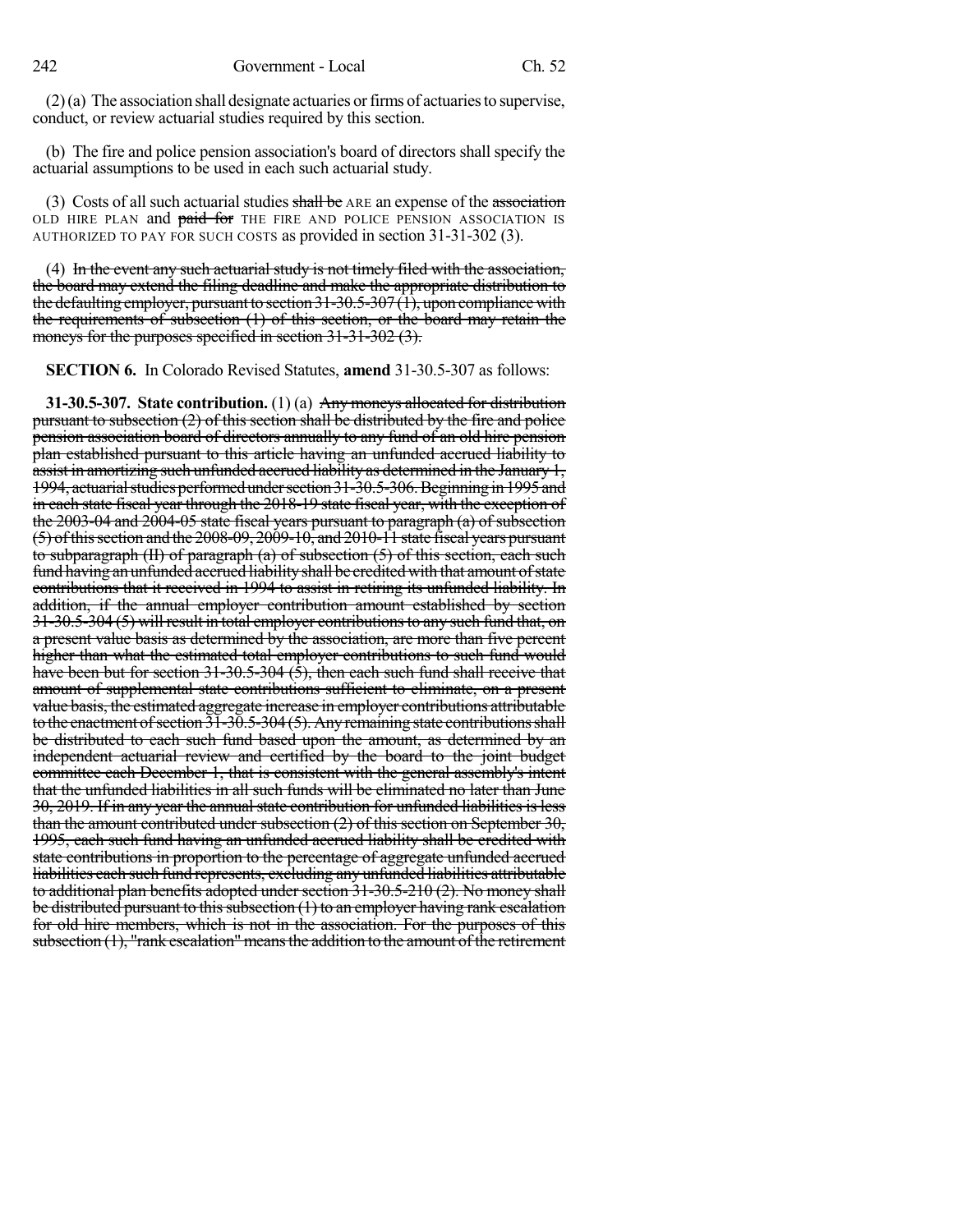(2) (a) The association shall designate actuaries or firms of actuaries to supervise, conduct, or review actuarial studies required by this section.

(b) The fire and police pension association's board of directors shall specify the actuarial assumptions to be used in each such actuarial study.

(3) Costs of all such actuarial studies ~~shall be~~ ARE an expense of the ~~association~~ OLD HIRE PLAN and ~~paid for~~ THE FIRE AND POLICE PENSION ASSOCIATION IS AUTHORIZED TO PAY FOR SUCH COSTS as provided in section 31-31-302 (3).

(4) ~~In the event any such actuarial study is not timely filed with the association, the board may extend the filing deadline and make the appropriate distribution to the defaulting employer, pursuant to section 31-30.5-307 (1), upon compliance with the requirements of subsection (1) of this section, or the board may retain the moneys for the purposes specified in section 31-31-302 (3).~~

**SECTION 6.** In Colorado Revised Statutes, **amend** 31-30.5-307 as follows:

**31-30.5-307. State contribution.** (1) (a) ~~Any moneys allocated for distribution pursuant to subsection (2) of this section shall be distributed by the fire and police pension association board of directors annually to any fund of an old hire pension plan established pursuant to this article having an unfunded accrued liability to assist in amortizing such unfunded accrued liability as determined in the January 1, 1994, actuarial studies performed under section 31-30.5-306. Beginning in 1995 and in each state fiscal year through the 2018-19 state fiscal year, with the exception of the 2003-04 and 2004-05 state fiscal years pursuant to paragraph (a) of subsection (5) of this section and the 2008-09, 2009-10, and 2010-11 state fiscal years pursuant to subparagraph (II) of paragraph (a) of subsection (5) of this section, each such fund having an unfunded accrued liability shall be credited with that amount of state contributions that it received in 1994 to assist in retiring its unfunded liability. In addition, if the annual employer contribution amount established by section 31-30.5-304 (5) will result in total employer contributions to any such fund that, on a present value basis as determined by the association, are more than five percent higher than what the estimated total employer contributions to such fund would have been but for section 31-30.5-304 (5), then each such fund shall receive that amount of supplemental state contributions sufficient to eliminate, on a present value basis, the estimated aggregate increase in employer contributions attributable to the enactment of section 31-30.5-304 (5). Any remaining state contributions shall be distributed to each such fund based upon the amount, as determined by an independent actuarial review and certified by the board to the joint budget committee each December 1, that is consistent with the general assembly's intent that the unfunded liabilities in all such funds will be eliminated no later than June 30, 2019. If in any year the annual state contribution for unfunded liabilities is less than the amount contributed under subsection (2) of this section on September 30, 1995, each such fund having an unfunded accrued liability shall be credited with state contributions in proportion to the percentage of aggregate unfunded accrued liabilities each such fund represents, excluding any unfunded liabilities attributable to additional plan benefits adopted under section 31-30.5-210 (2). No money shall be distributed pursuant to this subsection (1) to an employer having rank escalation for old hire members, which is not in the association. For the purposes of this subsection (1), "rank escalation" means the addition to the amount of the retirement~~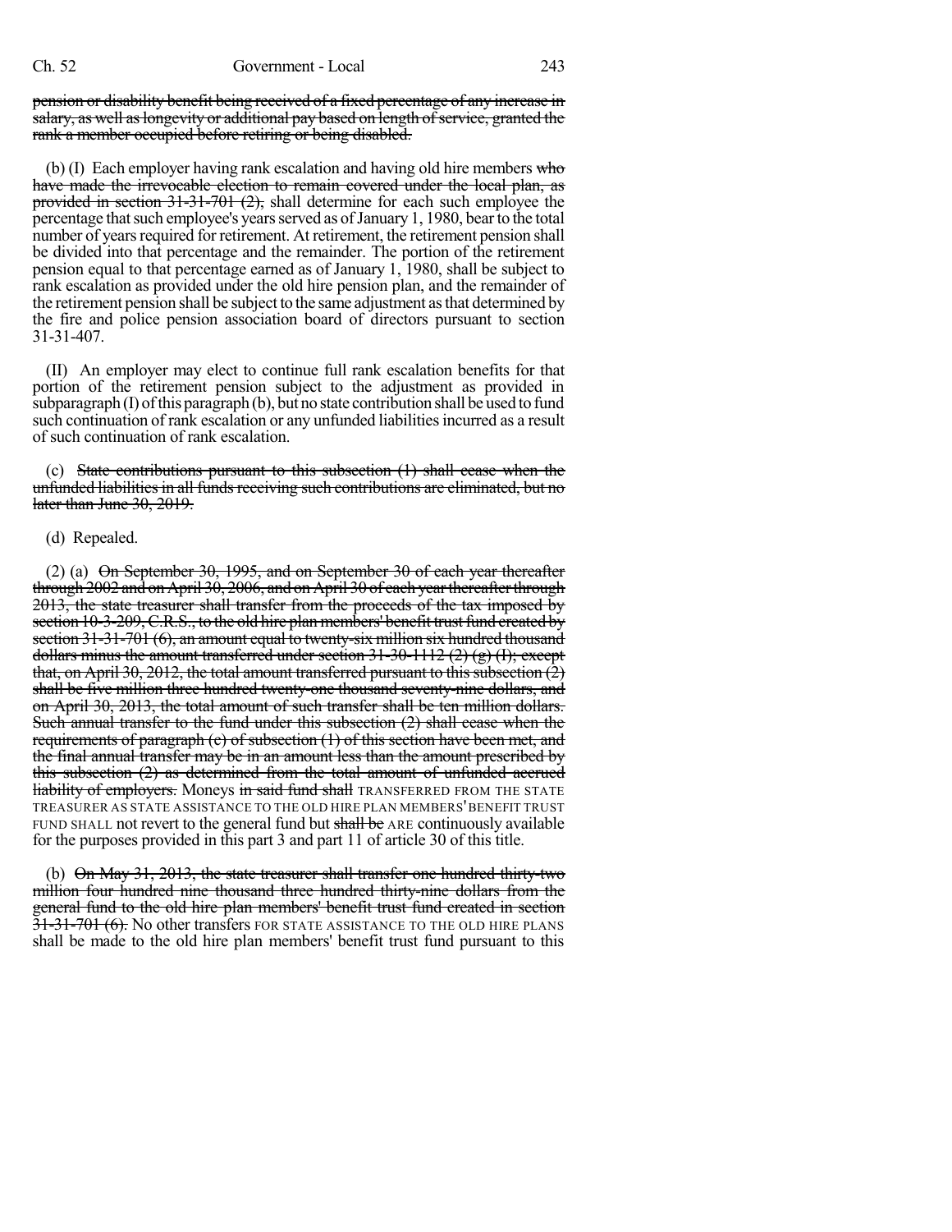~~pension or disability benefit being received of a fixed percentage of any increase in salary, as well as longevity or additional pay based on length of service, granted the rank a member occupied before retiring or being disabled.~~

(b) (I) Each employer having rank escalation and having old hire members ~~who have made the irrevocable election to remain covered under the local plan, as provided in section 31-31-701 (2),~~ shall determine for each such employee the percentage that such employee's years served as of January 1, 1980, bear to the total number of years required for retirement. At retirement, the retirement pension shall be divided into that percentage and the remainder. The portion of the retirement pension equal to that percentage earned as of January 1, 1980, shall be subject to rank escalation as provided under the old hire pension plan, and the remainder of the retirement pension shall be subject to the same adjustment as that determined by the fire and police pension association board of directors pursuant to section 31-31-407.

(II) An employer may elect to continue full rank escalation benefits for that portion of the retirement pension subject to the adjustment as provided in subparagraph (I) of this paragraph (b), but no state contribution shall be used to fund such continuation of rank escalation or any unfunded liabilities incurred as a result of such continuation of rank escalation.

(c) ~~State contributions pursuant to this subsection (1) shall cease when the unfunded liabilities in all funds receiving such contributions are eliminated, but no later than June 30, 2019.~~

(d) Repealed.

(2) (a) ~~On September 30, 1995, and on September 30 of each year thereafter through 2002 and on April 30, 2006, and on April 30 of each year thereafter through 2013, the state treasurer shall transfer from the proceeds of the tax imposed by section 10-3-209, C.R.S., to the old hire plan members' benefit trust fund created by section 31-31-701 (6), an amount equal to twenty-six million six hundred thousand dollars minus the amount transferred under section 31-30-1112 (2) (g) (I); except that, on April 30, 2012, the total amount transferred pursuant to this subsection (2) shall be five million three hundred twenty-one thousand seventy-nine dollars, and on April 30, 2013, the total amount of such transfer shall be ten million dollars. Such annual transfer to the fund under this subsection (2) shall cease when the requirements of paragraph (c) of subsection (1) of this section have been met, and the final annual transfer may be in an amount less than the amount prescribed by this subsection (2) as determined from the total amount of unfunded accrued liability of employers.~~ Moneys ~~in said fund shall~~ TRANSFERRED FROM THE STATE TREASURER AS STATE ASSISTANCE TO THE OLD HIRE PLAN MEMBERS' BENEFIT TRUST FUND SHALL not revert to the general fund but ~~shall be~~ ARE continuously available for the purposes provided in this part 3 and part 11 of article 30 of this title.

(b) ~~On May 31, 2013, the state treasurer shall transfer one hundred thirty-two million four hundred nine thousand three hundred thirty-nine dollars from the general fund to the old hire plan members' benefit trust fund created in section 31-31-701 (6).~~ No other transfers FOR STATE ASSISTANCE TO THE OLD HIRE PLANS shall be made to the old hire plan members' benefit trust fund pursuant to this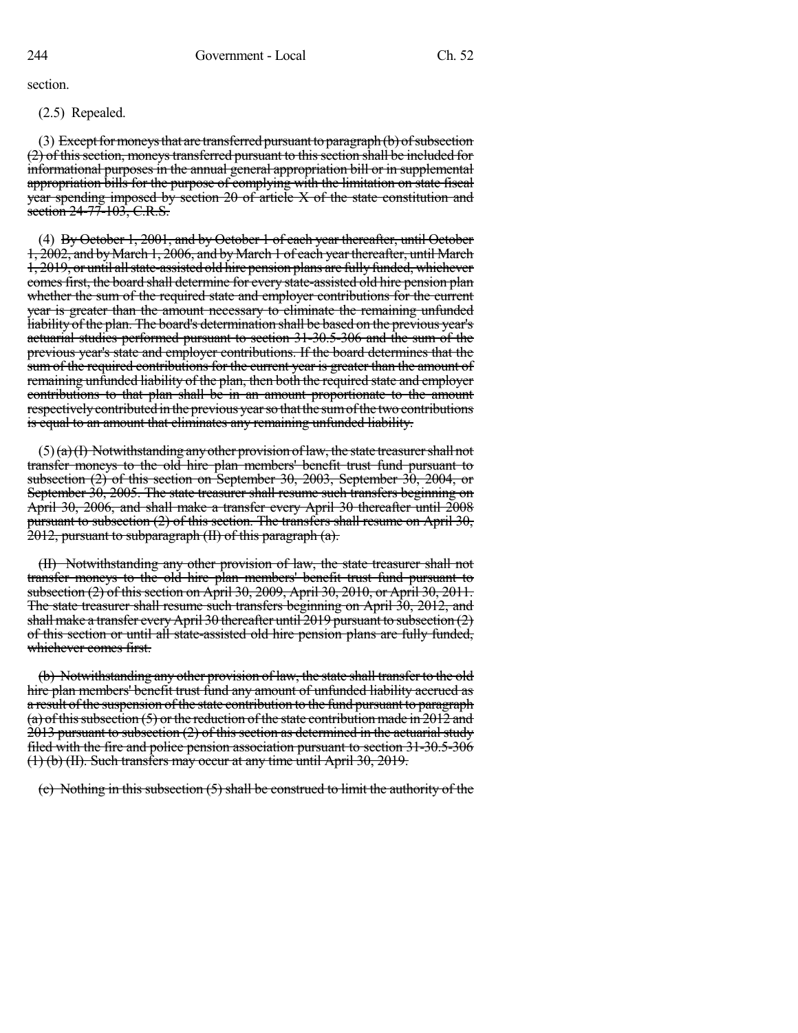section.

(2.5) Repealed.

(3) ~~Except for moneys that are transferred pursuant to paragraph (b) of subsection (2) of this section, moneys transferred pursuant to this section shall be included for informational purposes in the annual general appropriation bill or in supplemental appropriation bills for the purpose of complying with the limitation on state fiscal year spending imposed by section 20 of article X of the state constitution and section 24-77-103, C.R.S.~~

(4) ~~By October 1, 2001, and by October 1 of each year thereafter, until October 1, 2002, and by March 1, 2006, and by March 1 of each year thereafter, until March 1, 2019, or until all state-assisted old hire pension plans are fully funded, whichever comes first, the board shall determine for every state-assisted old hire pension plan whether the sum of the required state and employer contributions for the current year is greater than the amount necessary to eliminate the remaining unfunded liability of the plan. The board's determination shall be based on the previous year's actuarial studies performed pursuant to section 31-30.5-306 and the sum of the previous year's state and employer contributions. If the board determines that the sum of the required contributions for the current year is greater than the amount of remaining unfunded liability of the plan, then both the required state and employer contributions to that plan shall be in an amount proportionate to the amount respectively contributed in the previous year so that the sum of the two contributions is equal to an amount that eliminates any remaining unfunded liability.~~

(5) ~~(a) (I) Notwithstanding any other provision of law, the state treasurer shall not transfer moneys to the old hire plan members' benefit trust fund pursuant to subsection (2) of this section on September 30, 2003, September 30, 2004, or September 30, 2005. The state treasurer shall resume such transfers beginning on April 30, 2006, and shall make a transfer every April 30 thereafter until 2008 pursuant to subsection (2) of this section. The transfers shall resume on April 30, 2012, pursuant to subparagraph (II) of this paragraph (a).~~

~~(II) Notwithstanding any other provision of law, the state treasurer shall not transfer moneys to the old hire plan members' benefit trust fund pursuant to subsection (2) of this section on April 30, 2009, April 30, 2010, or April 30, 2011. The state treasurer shall resume such transfers beginning on April 30, 2012, and shall make a transfer every April 30 thereafter until 2019 pursuant to subsection (2) of this section or until all state-assisted old hire pension plans are fully funded, whichever comes first.~~

~~(b) Notwithstanding any other provision of law, the state shall transfer to the old hire plan members' benefit trust fund any amount of unfunded liability accrued as a result of the suspension of the state contribution to the fund pursuant to paragraph (a) of this subsection (5) or the reduction of the state contribution made in 2012 and 2013 pursuant to subsection (2) of this section as determined in the actuarial study filed with the fire and police pension association pursuant to section 31-30.5-306 (1) (b) (II). Such transfers may occur at any time until April 30, 2019.~~

~~(c) Nothing in this subsection (5) shall be construed to limit the authority of the~~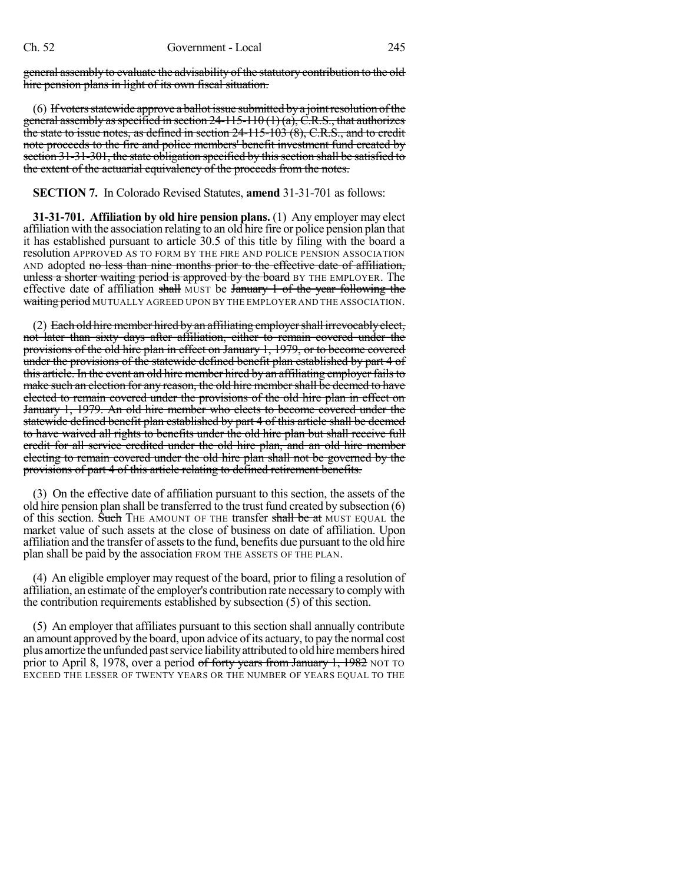general assembly to evaluate the advisability of the statutory contribution to the old hire pension plans in light of its own fiscal situation.

(6) If voters statewide approve a ballot issue submitted by a joint resolution of the general assembly as specified in section 24-115-110 (1) (a), C.R.S., that authorizes the state to issue notes, as defined in section 24-115-103 (8), C.R.S., and to credit note proceeds to the fire and police members' benefit investment fund created by section 31-31-301, the state obligation specified by this section shall be satisfied to the extent of the actuarial equivalency of the proceeds from the notes.

**SECTION 7.** In Colorado Revised Statutes, **amend** 31-31-701 as follows:

**31-31-701. Affiliation by old hire pension plans.** (1) Any employer may elect affiliation with the association relating to an old hire fire or police pension plan that it has established pursuant to article 30.5 of this title by filing with the board a resolution APPROVED AS TO FORM BY THE FIRE AND POLICE PENSION ASSOCIATION AND adopted no less than nine months prior to the effective date of affiliation, unless a shorter waiting period is approved by the board BY THE EMPLOYER. The effective date of affiliation shall MUST be January 1 of the year following the waiting period MUTUALLY AGREED UPON BY THE EMPLOYER AND THE ASSOCIATION.

(2) Each old hire member hired by an affiliating employer shall irrevocably elect, not later than sixty days after affiliation, either to remain covered under the provisions of the old hire plan in effect on January 1, 1979, or to become covered under the provisions of the statewide defined benefit plan established by part 4 of this article. In the event an old hire member hired by an affiliating employer fails to make such an election for any reason, the old hire member shall be deemed to have elected to remain covered under the provisions of the old hire plan in effect on January 1, 1979. An old hire member who elects to become covered under the statewide defined benefit plan established by part 4 of this article shall be deemed to have waived all rights to benefits under the old hire plan but shall receive full credit for all service credited under the old hire plan, and an old hire member electing to remain covered under the old hire plan shall not be governed by the provisions of part 4 of this article relating to defined retirement benefits.

(3) On the effective date of affiliation pursuant to this section, the assets of the old hire pension plan shall be transferred to the trust fund created by subsection (6) of this section. Such THE AMOUNT OF THE transfer shall be at MUST EQUAL the market value of such assets at the close of business on date of affiliation. Upon affiliation and the transfer of assets to the fund, benefits due pursuant to the old hire plan shall be paid by the association FROM THE ASSETS OF THE PLAN.

(4) An eligible employer may request of the board, prior to filing a resolution of affiliation, an estimate of the employer's contribution rate necessary to comply with the contribution requirements established by subsection (5) of this section.

(5) An employer that affiliates pursuant to this section shall annually contribute an amount approved by the board, upon advice of its actuary, to pay the normal cost plus amortize the unfunded past service liability attributed to old hire members hired prior to April 8, 1978, over a period of forty years from January 1, 1982 NOT TO EXCEED THE LESSER OF TWENTY YEARS OR THE NUMBER OF YEARS EQUAL TO THE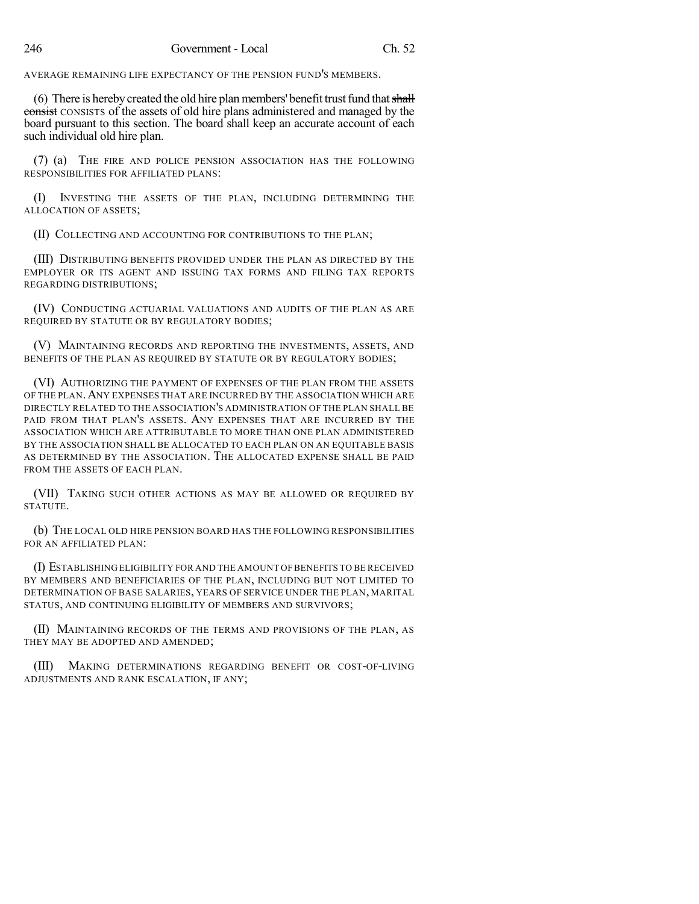AVERAGE REMAINING LIFE EXPECTANCY OF THE PENSION FUND'S MEMBERS.

(6) There is hereby created the old hire plan members' benefit trust fund that ~~shall consist~~ CONSISTS of the assets of old hire plans administered and managed by the board pursuant to this section. The board shall keep an accurate account of each such individual old hire plan.

(7) (a) THE FIRE AND POLICE PENSION ASSOCIATION HAS THE FOLLOWING RESPONSIBILITIES FOR AFFILIATED PLANS:

(I) INVESTING THE ASSETS OF THE PLAN, INCLUDING DETERMINING THE ALLOCATION OF ASSETS;

(II) COLLECTING AND ACCOUNTING FOR CONTRIBUTIONS TO THE PLAN;

(III) DISTRIBUTING BENEFITS PROVIDED UNDER THE PLAN AS DIRECTED BY THE EMPLOYER OR ITS AGENT AND ISSUING TAX FORMS AND FILING TAX REPORTS REGARDING DISTRIBUTIONS;

(IV) CONDUCTING ACTUARIAL VALUATIONS AND AUDITS OF THE PLAN AS ARE REQUIRED BY STATUTE OR BY REGULATORY BODIES;

(V) MAINTAINING RECORDS AND REPORTING THE INVESTMENTS, ASSETS, AND BENEFITS OF THE PLAN AS REQUIRED BY STATUTE OR BY REGULATORY BODIES;

(VI) AUTHORIZING THE PAYMENT OF EXPENSES OF THE PLAN FROM THE ASSETS OF THE PLAN. ANY EXPENSES THAT ARE INCURRED BY THE ASSOCIATION WHICH ARE DIRECTLY RELATED TO THE ASSOCIATION'S ADMINISTRATION OF THE PLAN SHALL BE PAID FROM THAT PLAN'S ASSETS. ANY EXPENSES THAT ARE INCURRED BY THE ASSOCIATION WHICH ARE ATTRIBUTABLE TO MORE THAN ONE PLAN ADMINISTERED BY THE ASSOCIATION SHALL BE ALLOCATED TO EACH PLAN ON AN EQUITABLE BASIS AS DETERMINED BY THE ASSOCIATION. THE ALLOCATED EXPENSE SHALL BE PAID FROM THE ASSETS OF EACH PLAN.

(VII) TAKING SUCH OTHER ACTIONS AS MAY BE ALLOWED OR REQUIRED BY STATUTE.

(b) THE LOCAL OLD HIRE PENSION BOARD HAS THE FOLLOWING RESPONSIBILITIES FOR AN AFFILIATED PLAN:

(I) ESTABLISHING ELIGIBILITY FOR AND THE AMOUNT OF BENEFITS TO BE RECEIVED BY MEMBERS AND BENEFICIARIES OF THE PLAN, INCLUDING BUT NOT LIMITED TO DETERMINATION OF BASE SALARIES, YEARS OF SERVICE UNDER THE PLAN, MARITAL STATUS, AND CONTINUING ELIGIBILITY OF MEMBERS AND SURVIVORS;

(II) MAINTAINING RECORDS OF THE TERMS AND PROVISIONS OF THE PLAN, AS THEY MAY BE ADOPTED AND AMENDED;

(III) MAKING DETERMINATIONS REGARDING BENEFIT OR COST-OF-LIVING ADJUSTMENTS AND RANK ESCALATION, IF ANY;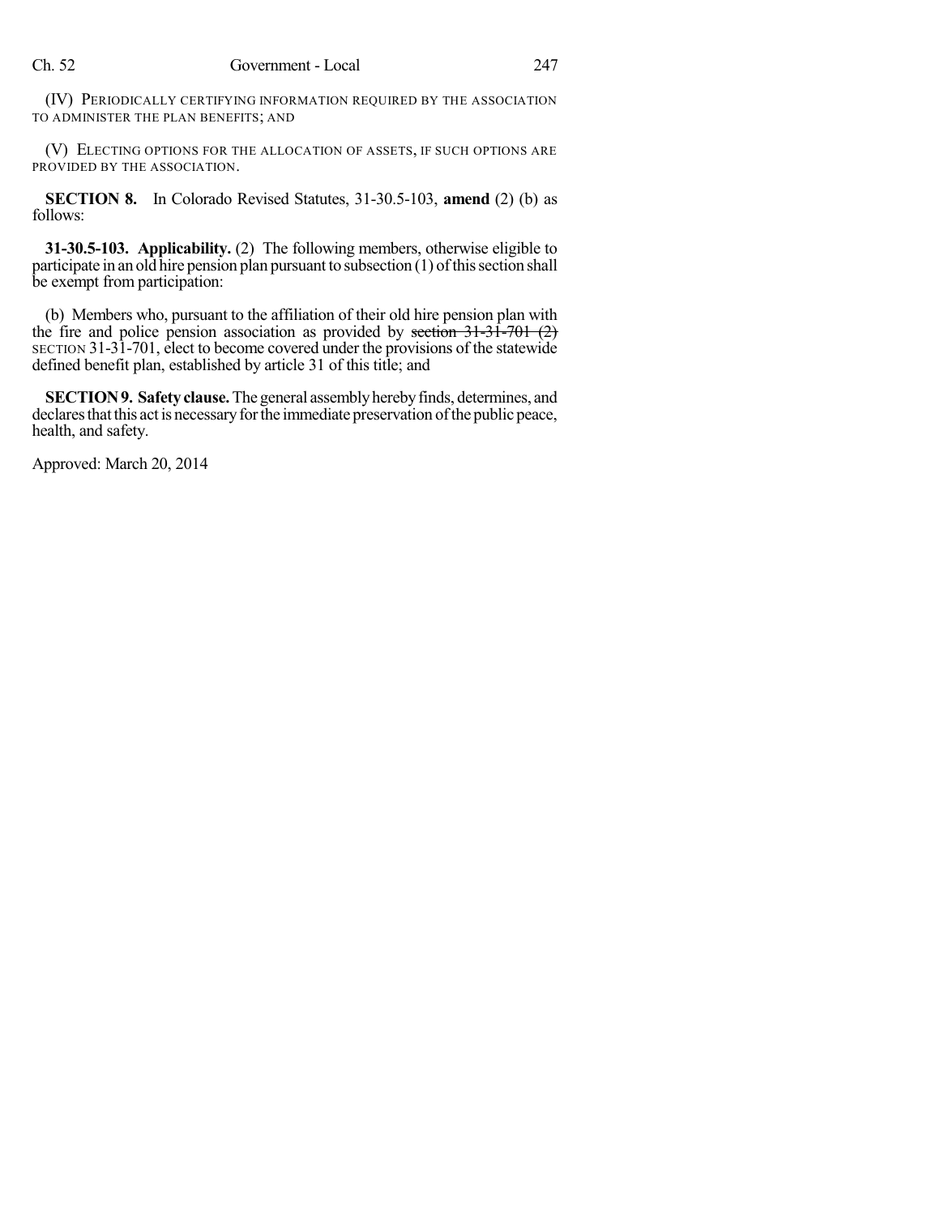(IV) PERIODICALLY CERTIFYING INFORMATION REQUIRED BY THE ASSOCIATION TO ADMINISTER THE PLAN BENEFITS; AND

(V) ELECTING OPTIONS FOR THE ALLOCATION OF ASSETS, IF SUCH OPTIONS ARE PROVIDED BY THE ASSOCIATION.

**SECTION 8.** In Colorado Revised Statutes, 31-30.5-103, **amend** (2) (b) as follows:

**31-30.5-103. Applicability.** (2) The following members, otherwise eligible to participate in an old hire pension plan pursuant to subsection (1) of this section shall be exempt from participation:

(b) Members who, pursuant to the affiliation of their old hire pension plan with the fire and police pension association as provided by ~~section 31-31-701 (2)~~ SECTION 31-31-701, elect to become covered under the provisions of the statewide defined benefit plan, established by article 31 of this title; and

**SECTION 9. Safety clause.** The general assembly hereby finds, determines, and declares that this act is necessary for the immediate preservation of the public peace, health, and safety.

Approved: March 20, 2014